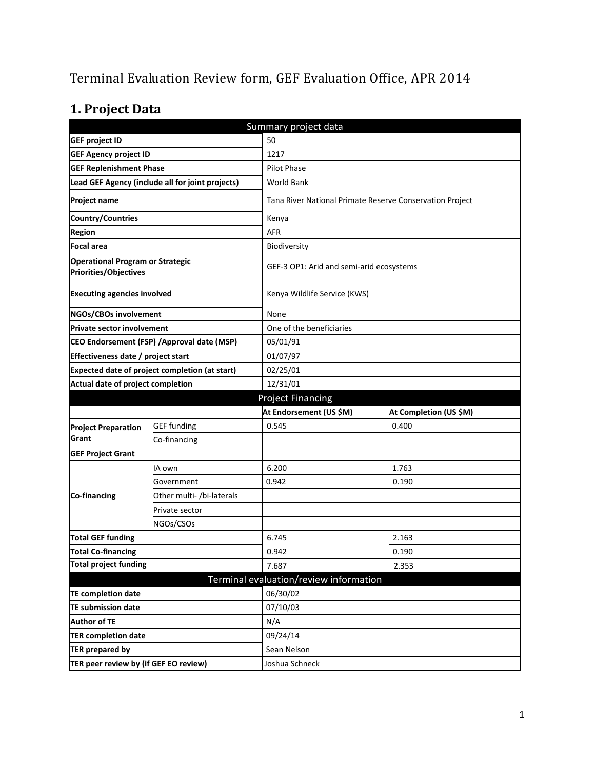# Terminal Evaluation Review form, GEF Evaluation Office, APR 2014

## 1. Project Data

| Summary project data | | | |
|---|---|---|---|
| **GEF project ID** | | 50 | |
| **GEF Agency project ID** | | 1217 | |
| **GEF Replenishment Phase** | | Pilot Phase | |
| **Lead GEF Agency (include all for joint projects)** | | World Bank | |
| **Project name** | | Tana River National Primate Reserve Conservation Project | |
| **Country/Countries** | | Kenya | |
| **Region** | | AFR | |
| **Focal area** | | Biodiversity | |
| **Operational Program or Strategic Priorities/Objectives** | | GEF-3 OP1: Arid and semi-arid ecosystems | |
| **Executing agencies involved** | | Kenya Wildlife Service (KWS) | |
| **NGOs/CBOs involvement** | | None | |
| **Private sector involvement** | | One of the beneficiaries | |
| **CEO Endorsement (FSP) /Approval date (MSP)** | | 05/01/91 | |
| **Effectiveness date / project start** | | 01/07/97 | |
| **Expected date of project completion (at start)** | | 02/25/01 | |
| **Actual date of project completion** | | 12/31/01 | |
| **Project Financing** | | | |
| | | **At Endorsement (US $M)** | **At Completion (US $M)** |
| **Project Preparation Grant** | GEF funding | 0.545 | 0.400 |
| | Co-financing | | |
| **GEF Project Grant** | | | |
| **Co-financing** | IA own | 6.200 | 1.763 |
| | Government | 0.942 | 0.190 |
| | Other multi- /bi-laterals | | |
| | Private sector | | |
| | NGOs/CSOs | | |
| **Total GEF funding** | | 6.745 | 2.163 |
| **Total Co-financing** | | 0.942 | 0.190 |
| **Total project funding** | | 7.687 | 2.353 |
| **Terminal evaluation/review information** | | | |
| **TE completion date** | | 06/30/02 | |
| **TE submission date** | | 07/10/03 | |
| **Author of TE** | | N/A | |
| **TER completion date** | | 09/24/14 | |
| **TER prepared by** | | Sean Nelson | |
| **TER peer review by (if GEF EO review)** | | Joshua Schneck | |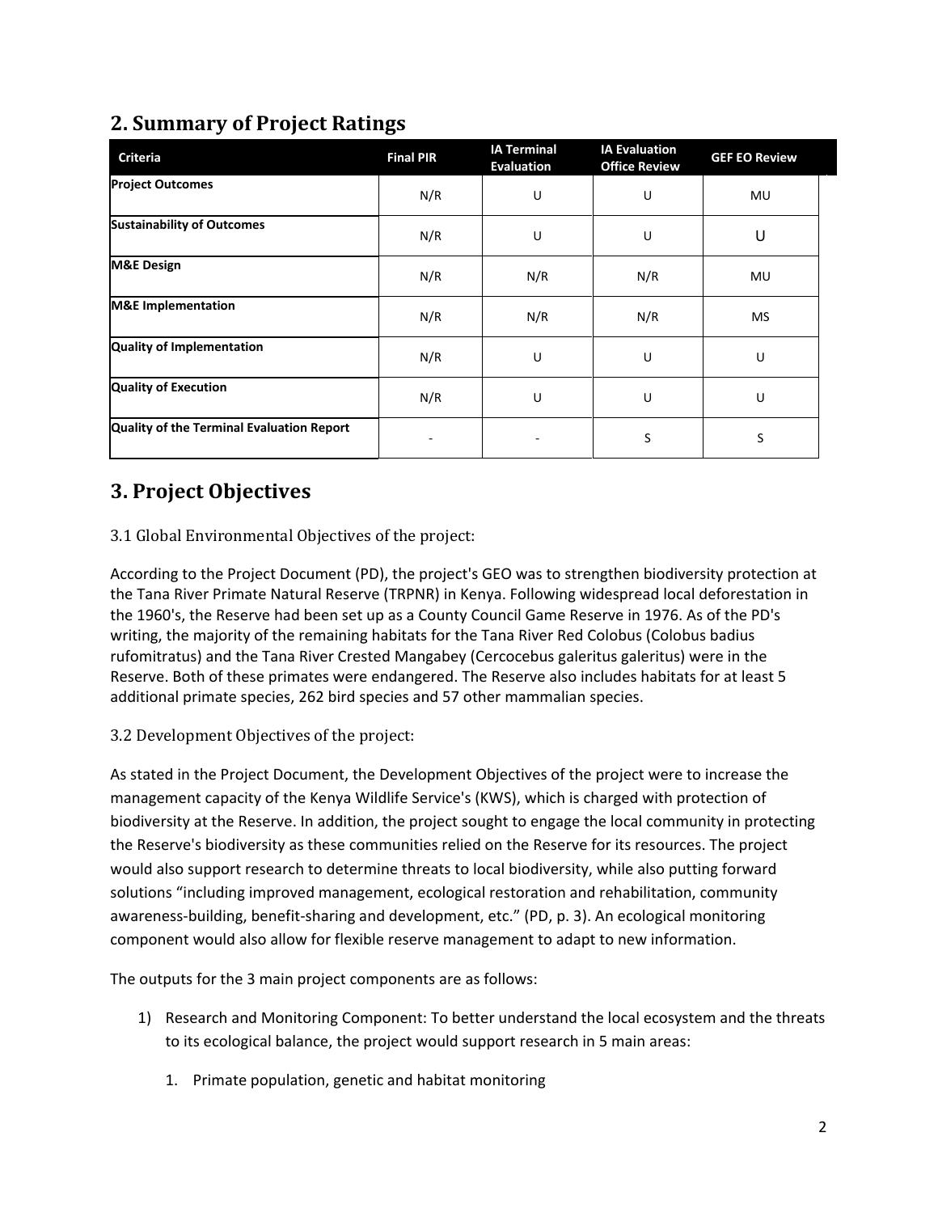## 2. Summary of Project Ratings

| Criteria | Final PIR | IA Terminal Evaluation | IA Evaluation Office Review | GEF EO Review |
|---|---|---|---|---|
| **Project Outcomes** | N/R | U | U | MU |
| **Sustainability of Outcomes** | N/R | U | U | U |
| **M&E Design** | N/R | N/R | N/R | MU |
| **M&E Implementation** | N/R | N/R | N/R | MS |
| **Quality of Implementation** | N/R | U | U | U |
| **Quality of Execution** | N/R | U | U | U |
| **Quality of the Terminal Evaluation Report** | - | - | S | S |

## 3. Project Objectives

### 3.1 Global Environmental Objectives of the project:

According to the Project Document (PD), the project's GEO was to strengthen biodiversity protection at the Tana River Primate Natural Reserve (TRPNR) in Kenya. Following widespread local deforestation in the 1960's, the Reserve had been set up as a County Council Game Reserve in 1976. As of the PD's writing, the majority of the remaining habitats for the Tana River Red Colobus (Colobus badius rufomitratus) and the Tana River Crested Mangabey (Cercocebus galeritus galeritus) were in the Reserve. Both of these primates were endangered. The Reserve also includes habitats for at least 5 additional primate species, 262 bird species and 57 other mammalian species.

### 3.2 Development Objectives of the project:

As stated in the Project Document, the Development Objectives of the project were to increase the management capacity of the Kenya Wildlife Service's (KWS), which is charged with protection of biodiversity at the Reserve. In addition, the project sought to engage the local community in protecting the Reserve's biodiversity as these communities relied on the Reserve for its resources. The project would also support research to determine threats to local biodiversity, while also putting forward solutions "including improved management, ecological restoration and rehabilitation, community awareness-building, benefit-sharing and development, etc." (PD, p. 3). An ecological monitoring component would also allow for flexible reserve management to adapt to new information.

The outputs for the 3 main project components are as follows:

1) Research and Monitoring Component: To better understand the local ecosystem and the threats to its ecological balance, the project would support research in 5 main areas:

    1. Primate population, genetic and habitat monitoring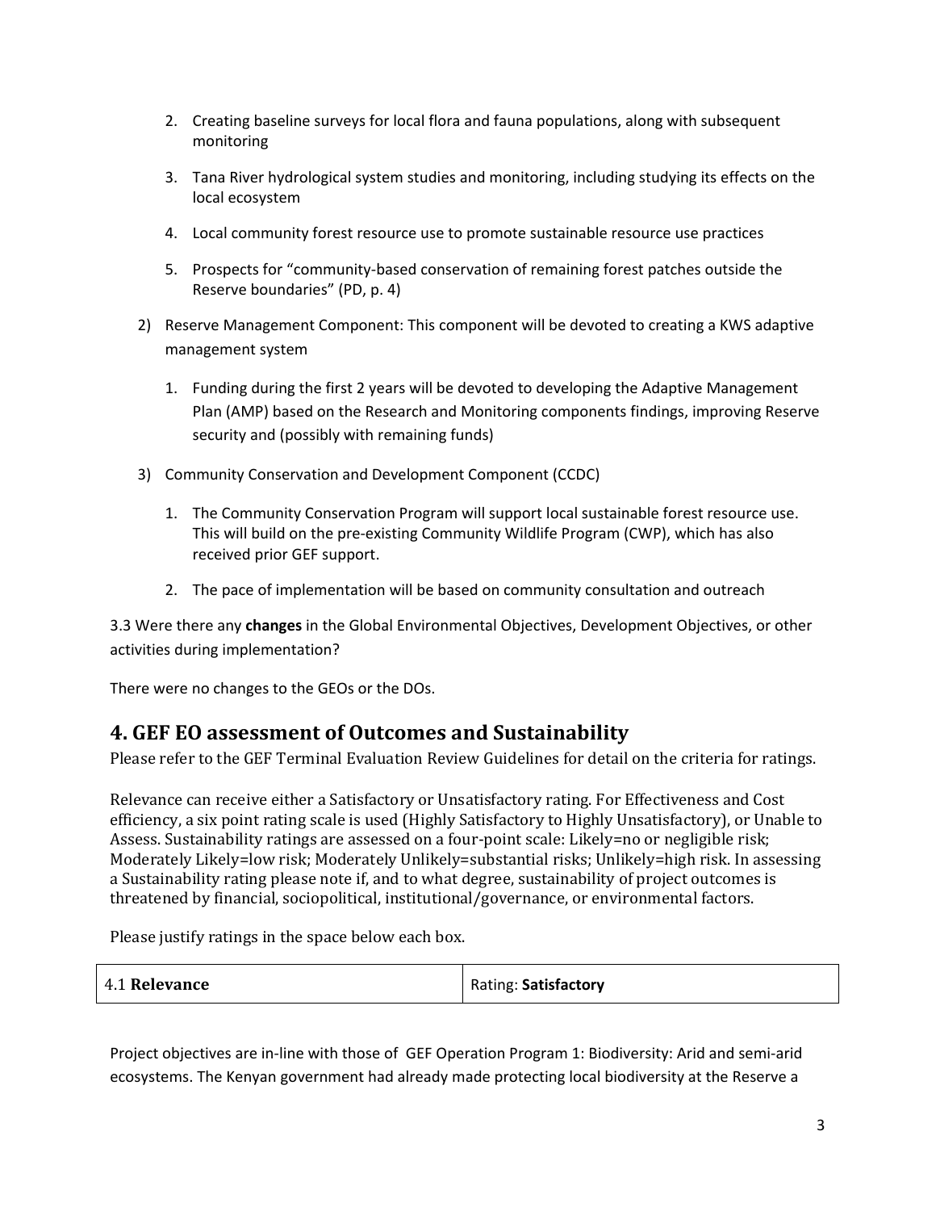2. Creating baseline surveys for local flora and fauna populations, along with subsequent monitoring

   3. Tana River hydrological system studies and monitoring, including studying its effects on the local ecosystem

   4. Local community forest resource use to promote sustainable resource use practices

   5. Prospects for "community-based conservation of remaining forest patches outside the Reserve boundaries" (PD, p. 4)

2) Reserve Management Component: This component will be devoted to creating a KWS adaptive management system

   1. Funding during the first 2 years will be devoted to developing the Adaptive Management Plan (AMP) based on the Research and Monitoring components findings, improving Reserve security and (possibly with remaining funds)

3) Community Conservation and Development Component (CCDC)

   1. The Community Conservation Program will support local sustainable forest resource use. This will build on the pre-existing Community Wildlife Program (CWP), which has also received prior GEF support.

   2. The pace of implementation will be based on community consultation and outreach

3.3 Were there any **changes** in the Global Environmental Objectives, Development Objectives, or other activities during implementation?

There were no changes to the GEOs or the DOs.

## 4. GEF EO assessment of Outcomes and Sustainability

Please refer to the GEF Terminal Evaluation Review Guidelines for detail on the criteria for ratings.

Relevance can receive either a Satisfactory or Unsatisfactory rating. For Effectiveness and Cost efficiency, a six point rating scale is used (Highly Satisfactory to Highly Unsatisfactory), or Unable to Assess. Sustainability ratings are assessed on a four-point scale: Likely=no or negligible risk; Moderately Likely=low risk; Moderately Unlikely=substantial risks; Unlikely=high risk. In assessing a Sustainability rating please note if, and to what degree, sustainability of project outcomes is threatened by financial, sociopolitical, institutional/governance, or environmental factors.

Please justify ratings in the space below each box.

| 4.1 **Relevance** | Rating: **Satisfactory** |
|---|---|

Project objectives are in-line with those of GEF Operation Program 1: Biodiversity: Arid and semi-arid ecosystems. The Kenyan government had already made protecting local biodiversity at the Reserve a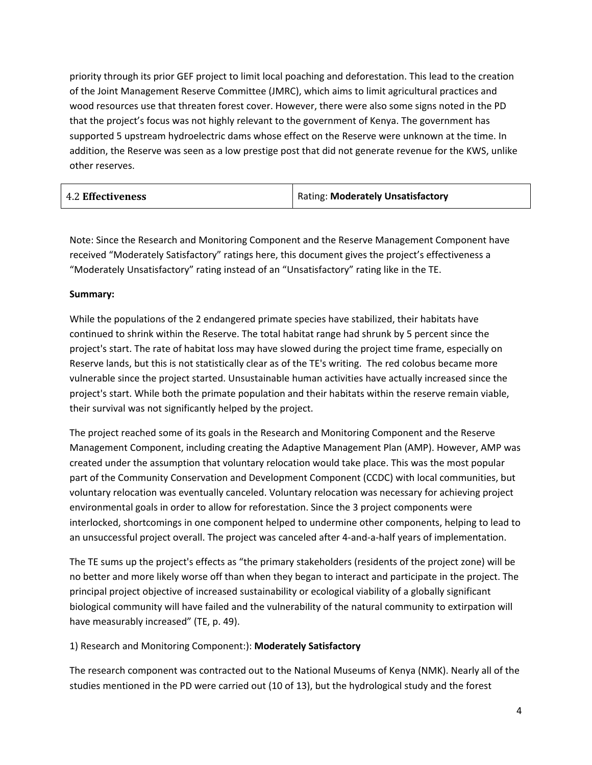priority through its prior GEF project to limit local poaching and deforestation. This lead to the creation of the Joint Management Reserve Committee (JMRC), which aims to limit agricultural practices and wood resources use that threaten forest cover. However, there were also some signs noted in the PD that the project's focus was not highly relevant to the government of Kenya. The government has supported 5 upstream hydroelectric dams whose effect on the Reserve were unknown at the time. In addition, the Reserve was seen as a low prestige post that did not generate revenue for the KWS, unlike other reserves.

| 4.2 **Effectiveness** | Rating: **Moderately Unsatisfactory** |
|---|---|

Note: Since the Research and Monitoring Component and the Reserve Management Component have received "Moderately Satisfactory" ratings here, this document gives the project's effectiveness a "Moderately Unsatisfactory" rating instead of an "Unsatisfactory" rating like in the TE.

**Summary:**

While the populations of the 2 endangered primate species have stabilized, their habitats have continued to shrink within the Reserve. The total habitat range had shrunk by 5 percent since the project's start. The rate of habitat loss may have slowed during the project time frame, especially on Reserve lands, but this is not statistically clear as of the TE's writing. The red colobus became more vulnerable since the project started. Unsustainable human activities have actually increased since the project's start. While both the primate population and their habitats within the reserve remain viable, their survival was not significantly helped by the project.

The project reached some of its goals in the Research and Monitoring Component and the Reserve Management Component, including creating the Adaptive Management Plan (AMP). However, AMP was created under the assumption that voluntary relocation would take place. This was the most popular part of the Community Conservation and Development Component (CCDC) with local communities, but voluntary relocation was eventually canceled. Voluntary relocation was necessary for achieving project environmental goals in order to allow for reforestation. Since the 3 project components were interlocked, shortcomings in one component helped to undermine other components, helping to lead to an unsuccessful project overall. The project was canceled after 4-and-a-half years of implementation.

The TE sums up the project's effects as "the primary stakeholders (residents of the project zone) will be no better and more likely worse off than when they began to interact and participate in the project. The principal project objective of increased sustainability or ecological viability of a globally significant biological community will have failed and the vulnerability of the natural community to extirpation will have measurably increased" (TE, p. 49).

1) Research and Monitoring Component:): **Moderately Satisfactory**

The research component was contracted out to the National Museums of Kenya (NMK). Nearly all of the studies mentioned in the PD were carried out (10 of 13), but the hydrological study and the forest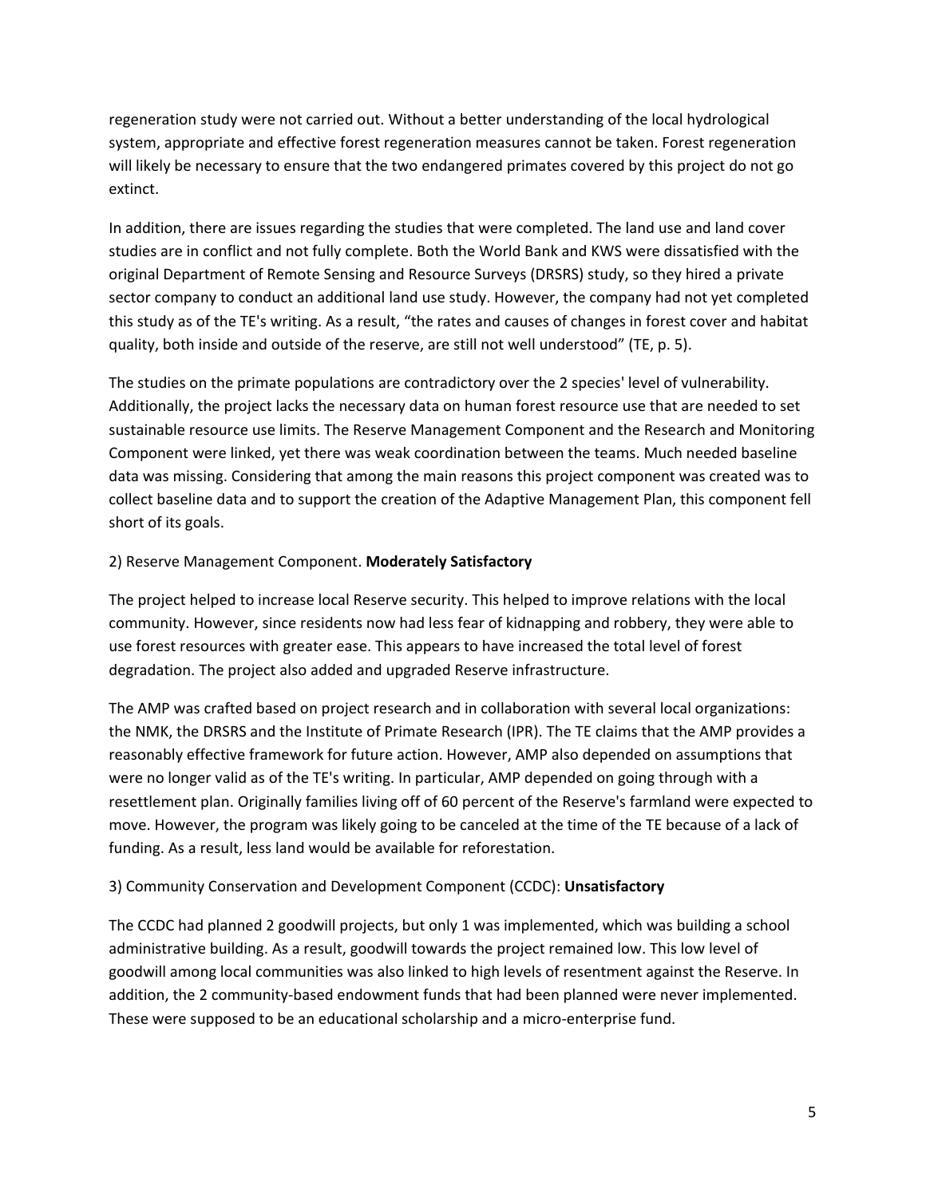regeneration study were not carried out. Without a better understanding of the local hydrological system, appropriate and effective forest regeneration measures cannot be taken. Forest regeneration will likely be necessary to ensure that the two endangered primates covered by this project do not go extinct.

In addition, there are issues regarding the studies that were completed. The land use and land cover studies are in conflict and not fully complete. Both the World Bank and KWS were dissatisfied with the original Department of Remote Sensing and Resource Surveys (DRSRS) study, so they hired a private sector company to conduct an additional land use study. However, the company had not yet completed this study as of the TE's writing. As a result, "the rates and causes of changes in forest cover and habitat quality, both inside and outside of the reserve, are still not well understood" (TE, p. 5).

The studies on the primate populations are contradictory over the 2 species' level of vulnerability. Additionally, the project lacks the necessary data on human forest resource use that are needed to set sustainable resource use limits. The Reserve Management Component and the Research and Monitoring Component were linked, yet there was weak coordination between the teams. Much needed baseline data was missing. Considering that among the main reasons this project component was created was to collect baseline data and to support the creation of the Adaptive Management Plan, this component fell short of its goals.

2) Reserve Management Component. **Moderately Satisfactory**

The project helped to increase local Reserve security. This helped to improve relations with the local community. However, since residents now had less fear of kidnapping and robbery, they were able to use forest resources with greater ease. This appears to have increased the total level of forest degradation. The project also added and upgraded Reserve infrastructure.

The AMP was crafted based on project research and in collaboration with several local organizations: the NMK, the DRSRS and the Institute of Primate Research (IPR). The TE claims that the AMP provides a reasonably effective framework for future action. However, AMP also depended on assumptions that were no longer valid as of the TE's writing. In particular, AMP depended on going through with a resettlement plan. Originally families living off of 60 percent of the Reserve's farmland were expected to move. However, the program was likely going to be canceled at the time of the TE because of a lack of funding. As a result, less land would be available for reforestation.

3) Community Conservation and Development Component (CCDC): **Unsatisfactory**

The CCDC had planned 2 goodwill projects, but only 1 was implemented, which was building a school administrative building. As a result, goodwill towards the project remained low. This low level of goodwill among local communities was also linked to high levels of resentment against the Reserve. In addition, the 2 community-based endowment funds that had been planned were never implemented. These were supposed to be an educational scholarship and a micro-enterprise fund.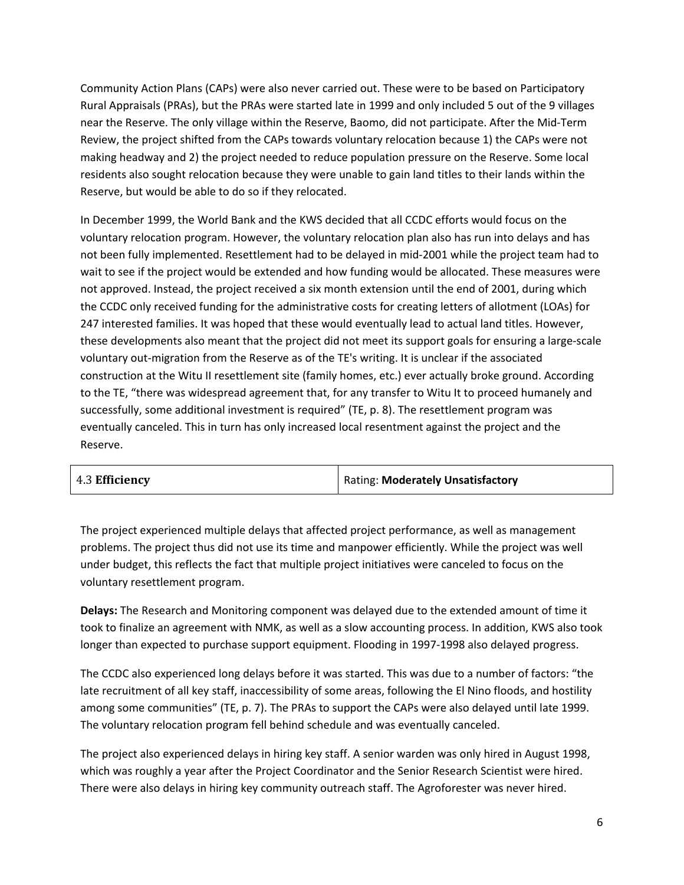Community Action Plans (CAPs) were also never carried out. These were to be based on Participatory Rural Appraisals (PRAs), but the PRAs were started late in 1999 and only included 5 out of the 9 villages near the Reserve. The only village within the Reserve, Baomo, did not participate. After the Mid-Term Review, the project shifted from the CAPs towards voluntary relocation because 1) the CAPs were not making headway and 2) the project needed to reduce population pressure on the Reserve. Some local residents also sought relocation because they were unable to gain land titles to their lands within the Reserve, but would be able to do so if they relocated.

In December 1999, the World Bank and the KWS decided that all CCDC efforts would focus on the voluntary relocation program. However, the voluntary relocation plan also has run into delays and has not been fully implemented. Resettlement had to be delayed in mid-2001 while the project team had to wait to see if the project would be extended and how funding would be allocated. These measures were not approved. Instead, the project received a six month extension until the end of 2001, during which the CCDC only received funding for the administrative costs for creating letters of allotment (LOAs) for 247 interested families. It was hoped that these would eventually lead to actual land titles. However, these developments also meant that the project did not meet its support goals for ensuring a large-scale voluntary out-migration from the Reserve as of the TE's writing. It is unclear if the associated construction at the Witu II resettlement site (family homes, etc.) ever actually broke ground. According to the TE, "there was widespread agreement that, for any transfer to Witu It to proceed humanely and successfully, some additional investment is required" (TE, p. 8). The resettlement program was eventually canceled. This in turn has only increased local resentment against the project and the Reserve.

| 4.3 **Efficiency** | Rating: **Moderately Unsatisfactory** |
|---|---|

The project experienced multiple delays that affected project performance, as well as management problems. The project thus did not use its time and manpower efficiently. While the project was well under budget, this reflects the fact that multiple project initiatives were canceled to focus on the voluntary resettlement program.

**Delays:** The Research and Monitoring component was delayed due to the extended amount of time it took to finalize an agreement with NMK, as well as a slow accounting process. In addition, KWS also took longer than expected to purchase support equipment. Flooding in 1997-1998 also delayed progress.

The CCDC also experienced long delays before it was started. This was due to a number of factors: "the late recruitment of all key staff, inaccessibility of some areas, following the El Nino floods, and hostility among some communities" (TE, p. 7). The PRAs to support the CAPs were also delayed until late 1999. The voluntary relocation program fell behind schedule and was eventually canceled.

The project also experienced delays in hiring key staff. A senior warden was only hired in August 1998, which was roughly a year after the Project Coordinator and the Senior Research Scientist were hired. There were also delays in hiring key community outreach staff. The Agroforester was never hired.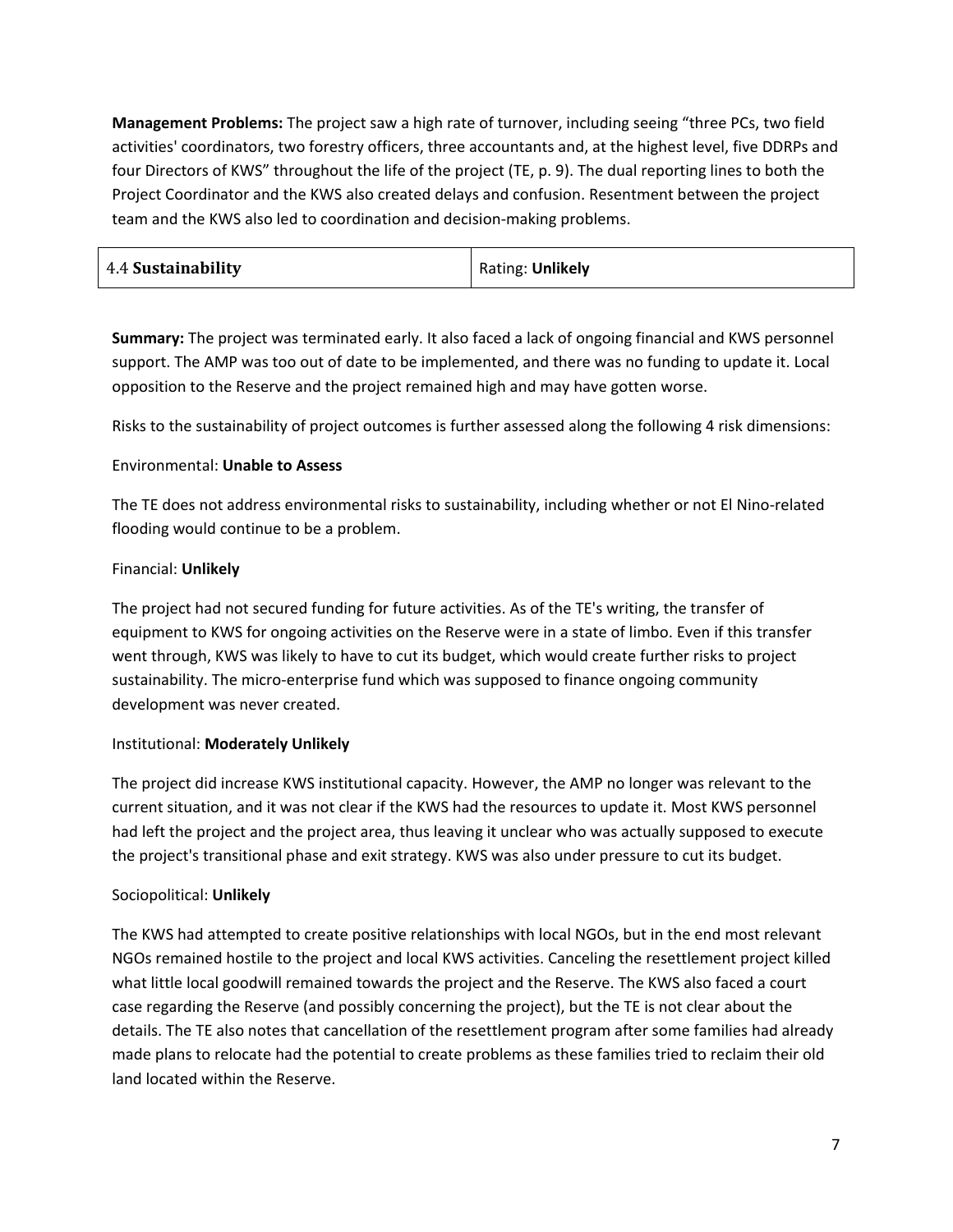**Management Problems:** The project saw a high rate of turnover, including seeing "three PCs, two field activities' coordinators, two forestry officers, three accountants and, at the highest level, five DDRPs and four Directors of KWS" throughout the life of the project (TE, p. 9). The dual reporting lines to both the Project Coordinator and the KWS also created delays and confusion. Resentment between the project team and the KWS also led to coordination and decision-making problems.

| 4.4 **Sustainability** | Rating: **Unlikely** |
|---|---|

**Summary:** The project was terminated early. It also faced a lack of ongoing financial and KWS personnel support. The AMP was too out of date to be implemented, and there was no funding to update it. Local opposition to the Reserve and the project remained high and may have gotten worse.

Risks to the sustainability of project outcomes is further assessed along the following 4 risk dimensions:

Environmental: **Unable to Assess**

The TE does not address environmental risks to sustainability, including whether or not El Nino-related flooding would continue to be a problem.

Financial: **Unlikely**

The project had not secured funding for future activities. As of the TE's writing, the transfer of equipment to KWS for ongoing activities on the Reserve were in a state of limbo. Even if this transfer went through, KWS was likely to have to cut its budget, which would create further risks to project sustainability. The micro-enterprise fund which was supposed to finance ongoing community development was never created.

Institutional: **Moderately Unlikely**

The project did increase KWS institutional capacity. However, the AMP no longer was relevant to the current situation, and it was not clear if the KWS had the resources to update it. Most KWS personnel had left the project and the project area, thus leaving it unclear who was actually supposed to execute the project's transitional phase and exit strategy. KWS was also under pressure to cut its budget.

Sociopolitical: **Unlikely**

The KWS had attempted to create positive relationships with local NGOs, but in the end most relevant NGOs remained hostile to the project and local KWS activities. Canceling the resettlement project killed what little local goodwill remained towards the project and the Reserve. The KWS also faced a court case regarding the Reserve (and possibly concerning the project), but the TE is not clear about the details. The TE also notes that cancellation of the resettlement program after some families had already made plans to relocate had the potential to create problems as these families tried to reclaim their old land located within the Reserve.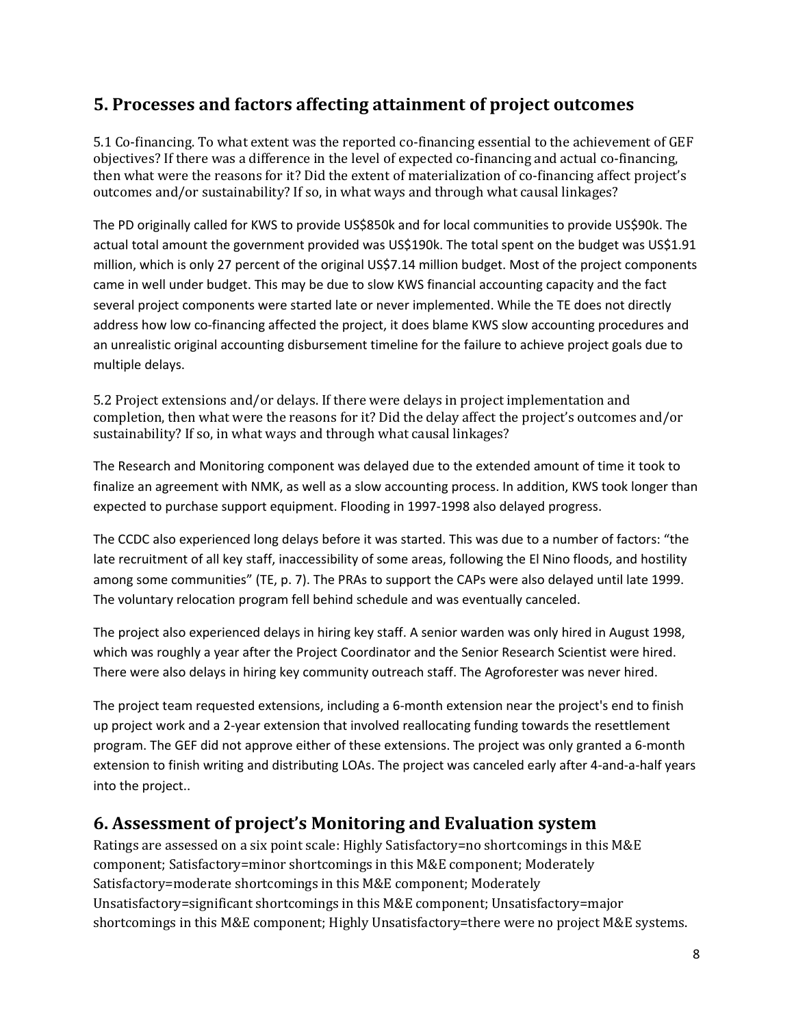## 5. Processes and factors affecting attainment of project outcomes

5.1 Co-financing. To what extent was the reported co-financing essential to the achievement of GEF objectives? If there was a difference in the level of expected co-financing and actual co-financing, then what were the reasons for it? Did the extent of materialization of co-financing affect project's outcomes and/or sustainability? If so, in what ways and through what causal linkages?

The PD originally called for KWS to provide US$850k and for local communities to provide US$90k. The actual total amount the government provided was US$190k. The total spent on the budget was US$1.91 million, which is only 27 percent of the original US$7.14 million budget. Most of the project components came in well under budget. This may be due to slow KWS financial accounting capacity and the fact several project components were started late or never implemented. While the TE does not directly address how low co-financing affected the project, it does blame KWS slow accounting procedures and an unrealistic original accounting disbursement timeline for the failure to achieve project goals due to multiple delays.

5.2 Project extensions and/or delays. If there were delays in project implementation and completion, then what were the reasons for it? Did the delay affect the project's outcomes and/or sustainability? If so, in what ways and through what causal linkages?

The Research and Monitoring component was delayed due to the extended amount of time it took to finalize an agreement with NMK, as well as a slow accounting process. In addition, KWS took longer than expected to purchase support equipment. Flooding in 1997-1998 also delayed progress.

The CCDC also experienced long delays before it was started. This was due to a number of factors: "the late recruitment of all key staff, inaccessibility of some areas, following the El Nino floods, and hostility among some communities" (TE, p. 7). The PRAs to support the CAPs were also delayed until late 1999. The voluntary relocation program fell behind schedule and was eventually canceled.

The project also experienced delays in hiring key staff. A senior warden was only hired in August 1998, which was roughly a year after the Project Coordinator and the Senior Research Scientist were hired. There were also delays in hiring key community outreach staff. The Agroforester was never hired.

The project team requested extensions, including a 6-month extension near the project's end to finish up project work and a 2-year extension that involved reallocating funding towards the resettlement program. The GEF did not approve either of these extensions. The project was only granted a 6-month extension to finish writing and distributing LOAs. The project was canceled early after 4-and-a-half years into the project..

## 6. Assessment of project's Monitoring and Evaluation system

Ratings are assessed on a six point scale: Highly Satisfactory=no shortcomings in this M&E component; Satisfactory=minor shortcomings in this M&E component; Moderately Satisfactory=moderate shortcomings in this M&E component; Moderately Unsatisfactory=significant shortcomings in this M&E component; Unsatisfactory=major shortcomings in this M&E component; Highly Unsatisfactory=there were no project M&E systems.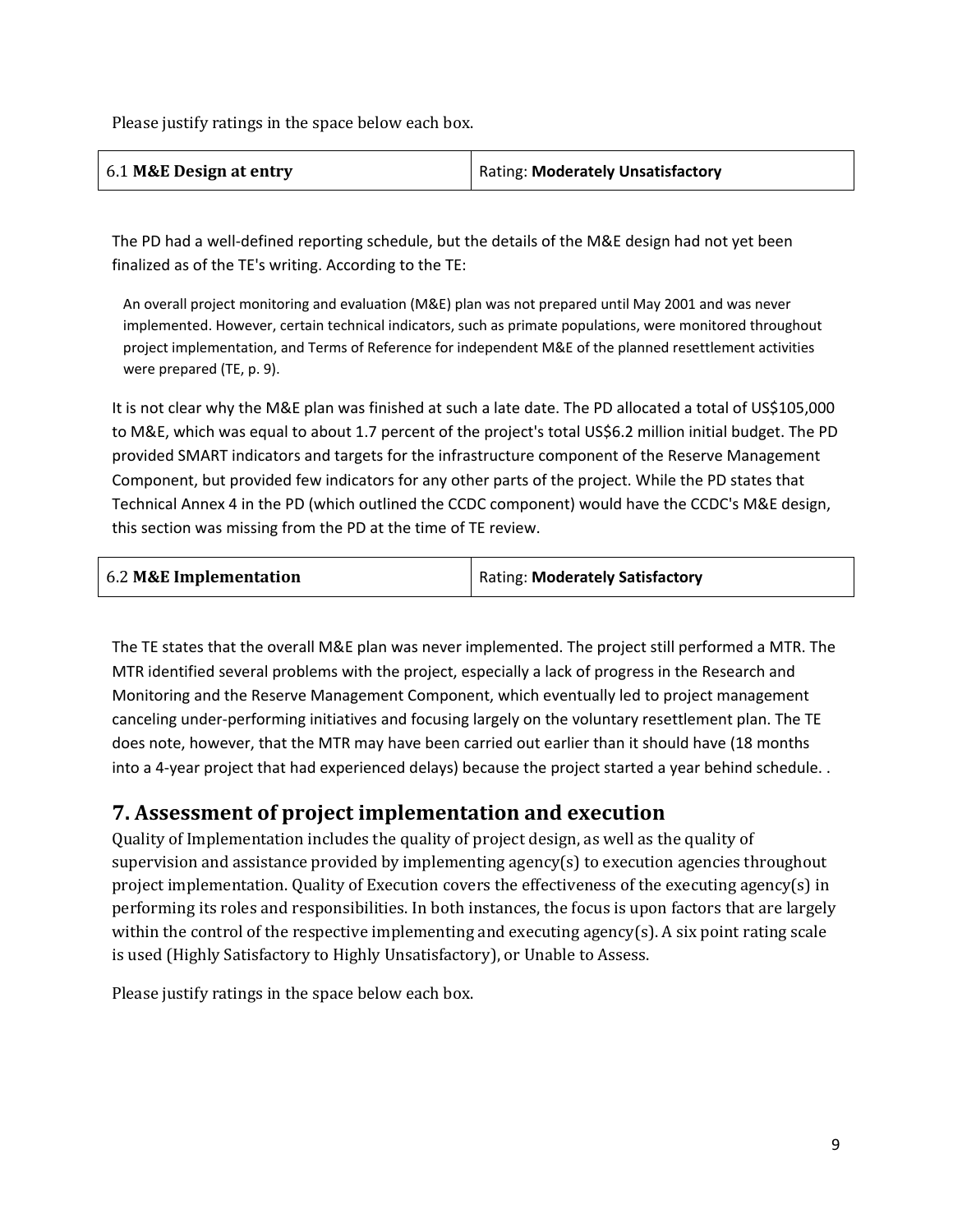Please justify ratings in the space below each box.

| 6.1 **M&E Design at entry** | Rating: **Moderately Unsatisfactory** |
|---|---|

The PD had a well-defined reporting schedule, but the details of the M&E design had not yet been finalized as of the TE's writing. According to the TE:

> An overall project monitoring and evaluation (M&E) plan was not prepared until May 2001 and was never implemented. However, certain technical indicators, such as primate populations, were monitored throughout project implementation, and Terms of Reference for independent M&E of the planned resettlement activities were prepared (TE, p. 9).

It is not clear why the M&E plan was finished at such a late date. The PD allocated a total of US$105,000 to M&E, which was equal to about 1.7 percent of the project's total US$6.2 million initial budget. The PD provided SMART indicators and targets for the infrastructure component of the Reserve Management Component, but provided few indicators for any other parts of the project. While the PD states that Technical Annex 4 in the PD (which outlined the CCDC component) would have the CCDC's M&E design, this section was missing from the PD at the time of TE review.

| 6.2 **M&E Implementation** | Rating: **Moderately Satisfactory** |
|---|---|

The TE states that the overall M&E plan was never implemented. The project still performed a MTR. The MTR identified several problems with the project, especially a lack of progress in the Research and Monitoring and the Reserve Management Component, which eventually led to project management canceling under-performing initiatives and focusing largely on the voluntary resettlement plan. The TE does note, however, that the MTR may have been carried out earlier than it should have (18 months into a 4-year project that had experienced delays) because the project started a year behind schedule. .

## 7. Assessment of project implementation and execution

Quality of Implementation includes the quality of project design, as well as the quality of supervision and assistance provided by implementing agency(s) to execution agencies throughout project implementation. Quality of Execution covers the effectiveness of the executing agency(s) in performing its roles and responsibilities. In both instances, the focus is upon factors that are largely within the control of the respective implementing and executing agency(s). A six point rating scale is used (Highly Satisfactory to Highly Unsatisfactory), or Unable to Assess.

Please justify ratings in the space below each box.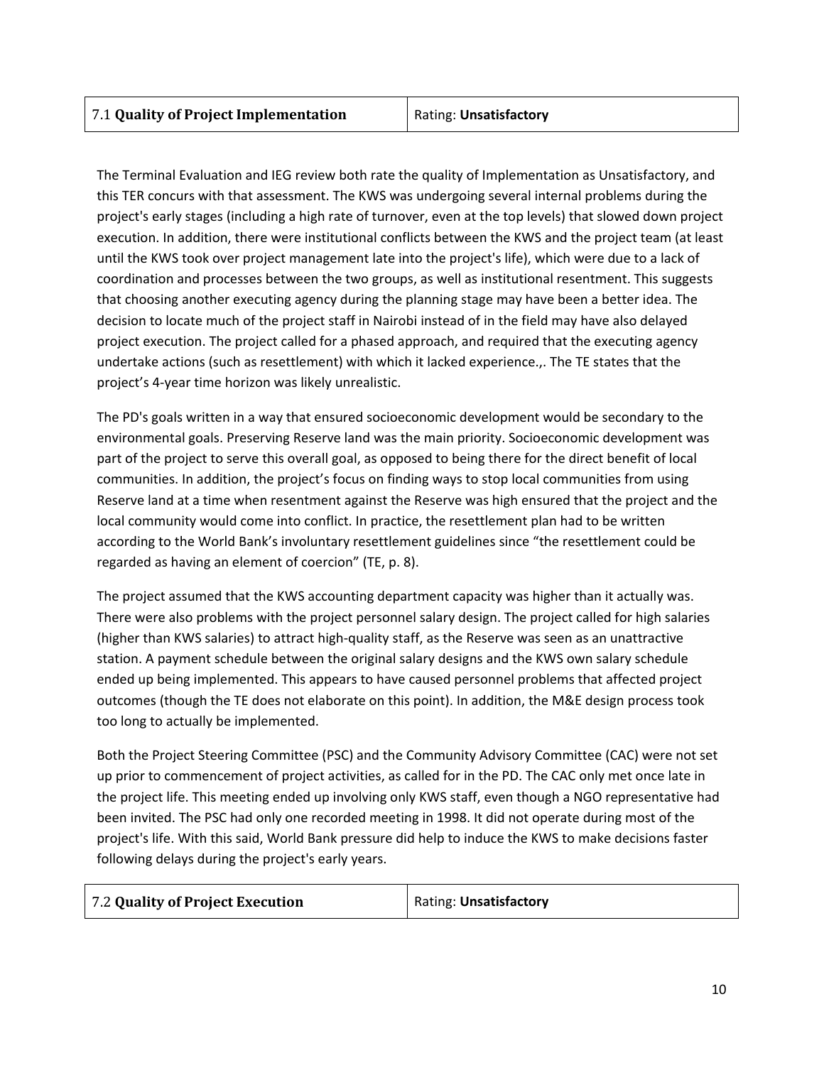| 7.1 **Quality of Project Implementation** | Rating: **Unsatisfactory** |
|---|---|

The Terminal Evaluation and IEG review both rate the quality of Implementation as Unsatisfactory, and this TER concurs with that assessment. The KWS was undergoing several internal problems during the project's early stages (including a high rate of turnover, even at the top levels) that slowed down project execution. In addition, there were institutional conflicts between the KWS and the project team (at least until the KWS took over project management late into the project's life), which were due to a lack of coordination and processes between the two groups, as well as institutional resentment. This suggests that choosing another executing agency during the planning stage may have been a better idea. The decision to locate much of the project staff in Nairobi instead of in the field may have also delayed project execution. The project called for a phased approach, and required that the executing agency undertake actions (such as resettlement) with which it lacked experience.,. The TE states that the project's 4-year time horizon was likely unrealistic.

The PD's goals written in a way that ensured socioeconomic development would be secondary to the environmental goals. Preserving Reserve land was the main priority. Socioeconomic development was part of the project to serve this overall goal, as opposed to being there for the direct benefit of local communities. In addition, the project's focus on finding ways to stop local communities from using Reserve land at a time when resentment against the Reserve was high ensured that the project and the local community would come into conflict. In practice, the resettlement plan had to be written according to the World Bank's involuntary resettlement guidelines since "the resettlement could be regarded as having an element of coercion" (TE, p. 8).

The project assumed that the KWS accounting department capacity was higher than it actually was. There were also problems with the project personnel salary design. The project called for high salaries (higher than KWS salaries) to attract high-quality staff, as the Reserve was seen as an unattractive station. A payment schedule between the original salary designs and the KWS own salary schedule ended up being implemented. This appears to have caused personnel problems that affected project outcomes (though the TE does not elaborate on this point). In addition, the M&E design process took too long to actually be implemented.

Both the Project Steering Committee (PSC) and the Community Advisory Committee (CAC) were not set up prior to commencement of project activities, as called for in the PD. The CAC only met once late in the project life. This meeting ended up involving only KWS staff, even though a NGO representative had been invited. The PSC had only one recorded meeting in 1998. It did not operate during most of the project's life. With this said, World Bank pressure did help to induce the KWS to make decisions faster following delays during the project's early years.

| 7.2 **Quality of Project Execution** | Rating: **Unsatisfactory** |
|---|---|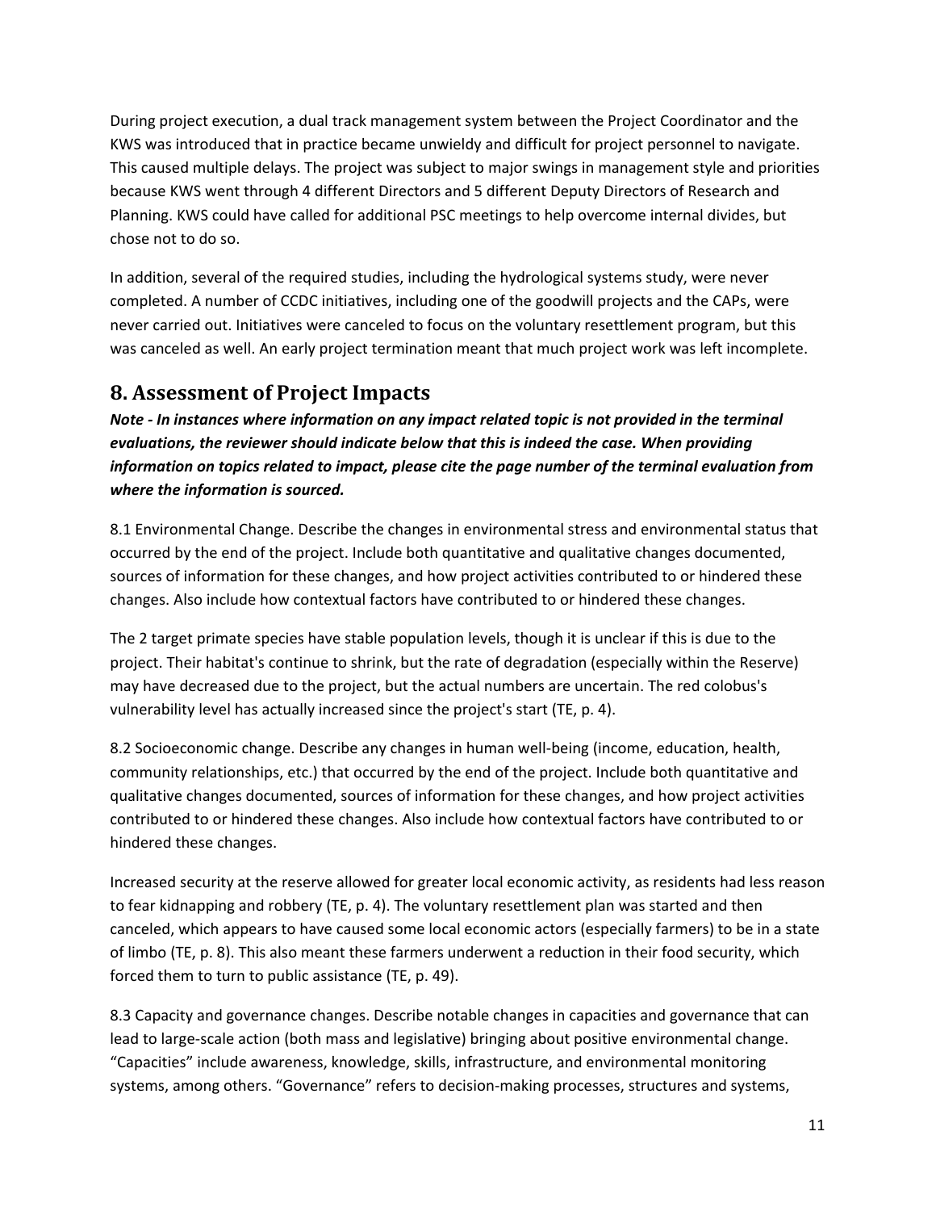During project execution, a dual track management system between the Project Coordinator and the KWS was introduced that in practice became unwieldy and difficult for project personnel to navigate. This caused multiple delays. The project was subject to major swings in management style and priorities because KWS went through 4 different Directors and 5 different Deputy Directors of Research and Planning. KWS could have called for additional PSC meetings to help overcome internal divides, but chose not to do so.

In addition, several of the required studies, including the hydrological systems study, were never completed. A number of CCDC initiatives, including one of the goodwill projects and the CAPs, were never carried out. Initiatives were canceled to focus on the voluntary resettlement program, but this was canceled as well. An early project termination meant that much project work was left incomplete.

## 8. Assessment of Project Impacts

***Note - In instances where information on any impact related topic is not provided in the terminal evaluations, the reviewer should indicate below that this is indeed the case. When providing information on topics related to impact, please cite the page number of the terminal evaluation from where the information is sourced.***

8.1 Environmental Change. Describe the changes in environmental stress and environmental status that occurred by the end of the project. Include both quantitative and qualitative changes documented, sources of information for these changes, and how project activities contributed to or hindered these changes. Also include how contextual factors have contributed to or hindered these changes.

The 2 target primate species have stable population levels, though it is unclear if this is due to the project. Their habitat's continue to shrink, but the rate of degradation (especially within the Reserve) may have decreased due to the project, but the actual numbers are uncertain. The red colobus's vulnerability level has actually increased since the project's start (TE, p. 4).

8.2 Socioeconomic change. Describe any changes in human well-being (income, education, health, community relationships, etc.) that occurred by the end of the project. Include both quantitative and qualitative changes documented, sources of information for these changes, and how project activities contributed to or hindered these changes. Also include how contextual factors have contributed to or hindered these changes.

Increased security at the reserve allowed for greater local economic activity, as residents had less reason to fear kidnapping and robbery (TE, p. 4). The voluntary resettlement plan was started and then canceled, which appears to have caused some local economic actors (especially farmers) to be in a state of limbo (TE, p. 8). This also meant these farmers underwent a reduction in their food security, which forced them to turn to public assistance (TE, p. 49).

8.3 Capacity and governance changes. Describe notable changes in capacities and governance that can lead to large-scale action (both mass and legislative) bringing about positive environmental change. "Capacities" include awareness, knowledge, skills, infrastructure, and environmental monitoring systems, among others. "Governance" refers to decision-making processes, structures and systems,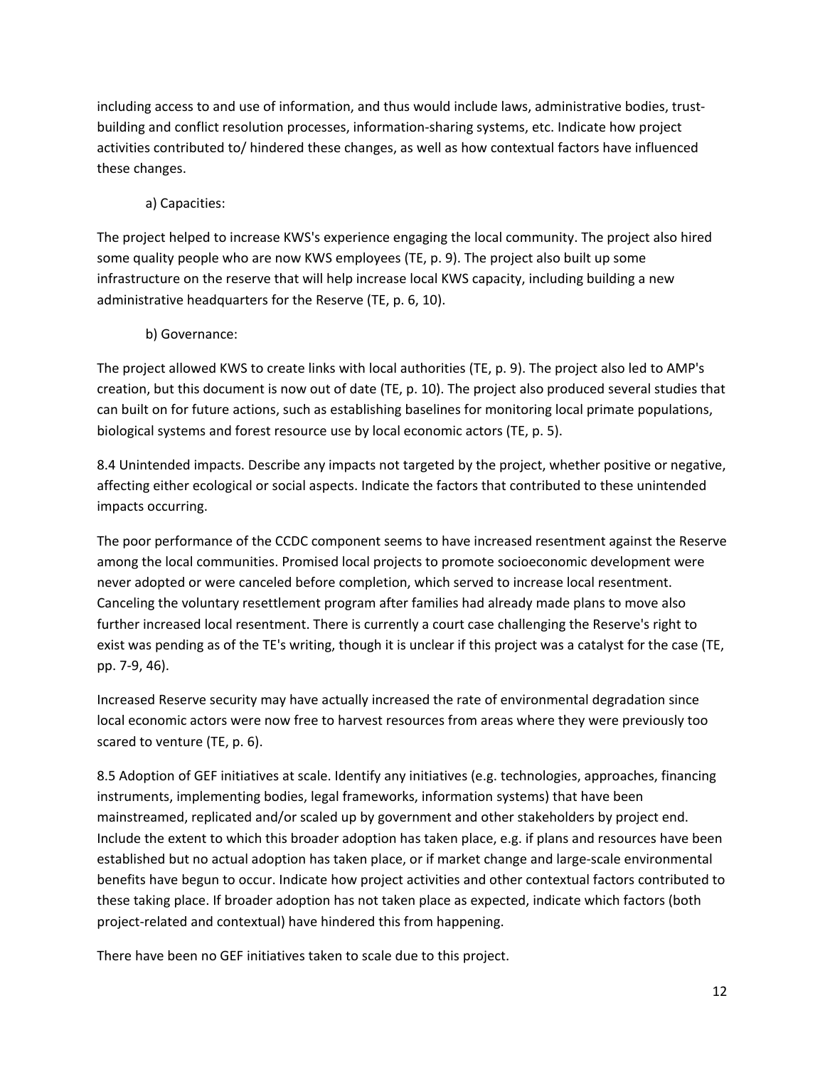including access to and use of information, and thus would include laws, administrative bodies, trust-building and conflict resolution processes, information-sharing systems, etc. Indicate how project activities contributed to/ hindered these changes, as well as how contextual factors have influenced these changes.

a) Capacities:

The project helped to increase KWS's experience engaging the local community. The project also hired some quality people who are now KWS employees (TE, p. 9). The project also built up some infrastructure on the reserve that will help increase local KWS capacity, including building a new administrative headquarters for the Reserve (TE, p. 6, 10).

b) Governance:

The project allowed KWS to create links with local authorities (TE, p. 9). The project also led to AMP's creation, but this document is now out of date (TE, p. 10). The project also produced several studies that can built on for future actions, such as establishing baselines for monitoring local primate populations, biological systems and forest resource use by local economic actors (TE, p. 5).

8.4 Unintended impacts. Describe any impacts not targeted by the project, whether positive or negative, affecting either ecological or social aspects. Indicate the factors that contributed to these unintended impacts occurring.

The poor performance of the CCDC component seems to have increased resentment against the Reserve among the local communities. Promised local projects to promote socioeconomic development were never adopted or were canceled before completion, which served to increase local resentment. Canceling the voluntary resettlement program after families had already made plans to move also further increased local resentment. There is currently a court case challenging the Reserve's right to exist was pending as of the TE's writing, though it is unclear if this project was a catalyst for the case (TE, pp. 7-9, 46).

Increased Reserve security may have actually increased the rate of environmental degradation since local economic actors were now free to harvest resources from areas where they were previously too scared to venture (TE, p. 6).

8.5 Adoption of GEF initiatives at scale. Identify any initiatives (e.g. technologies, approaches, financing instruments, implementing bodies, legal frameworks, information systems) that have been mainstreamed, replicated and/or scaled up by government and other stakeholders by project end. Include the extent to which this broader adoption has taken place, e.g. if plans and resources have been established but no actual adoption has taken place, or if market change and large-scale environmental benefits have begun to occur. Indicate how project activities and other contextual factors contributed to these taking place. If broader adoption has not taken place as expected, indicate which factors (both project-related and contextual) have hindered this from happening.

There have been no GEF initiatives taken to scale due to this project.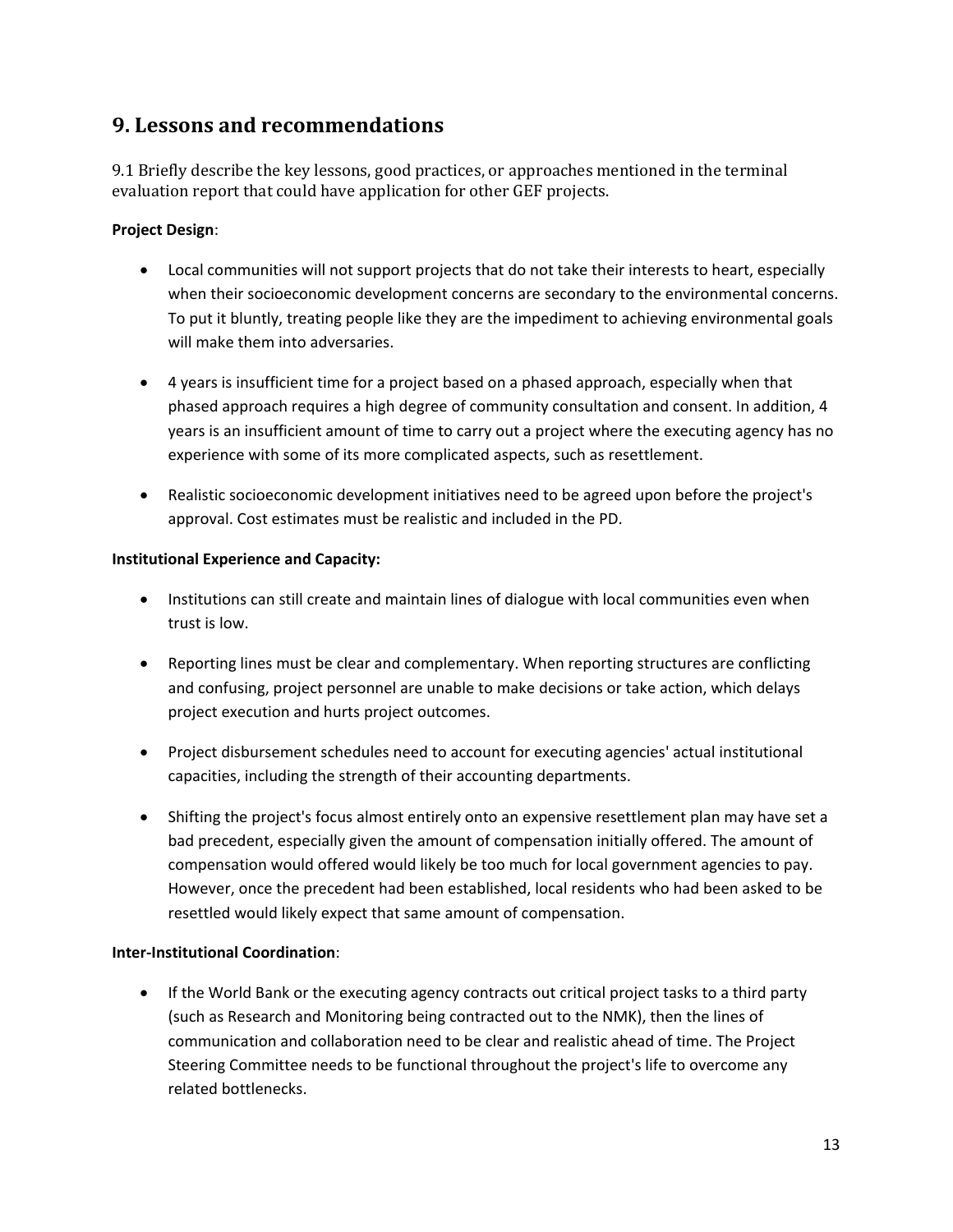## 9. Lessons and recommendations

9.1 Briefly describe the key lessons, good practices, or approaches mentioned in the terminal evaluation report that could have application for other GEF projects.

**Project Design**:

- Local communities will not support projects that do not take their interests to heart, especially when their socioeconomic development concerns are secondary to the environmental concerns. To put it bluntly, treating people like they are the impediment to achieving environmental goals will make them into adversaries.
- 4 years is insufficient time for a project based on a phased approach, especially when that phased approach requires a high degree of community consultation and consent. In addition, 4 years is an insufficient amount of time to carry out a project where the executing agency has no experience with some of its more complicated aspects, such as resettlement.
- Realistic socioeconomic development initiatives need to be agreed upon before the project's approval. Cost estimates must be realistic and included in the PD.

**Institutional Experience and Capacity:**

- Institutions can still create and maintain lines of dialogue with local communities even when trust is low.
- Reporting lines must be clear and complementary. When reporting structures are conflicting and confusing, project personnel are unable to make decisions or take action, which delays project execution and hurts project outcomes.
- Project disbursement schedules need to account for executing agencies' actual institutional capacities, including the strength of their accounting departments.
- Shifting the project's focus almost entirely onto an expensive resettlement plan may have set a bad precedent, especially given the amount of compensation initially offered. The amount of compensation would offered would likely be too much for local government agencies to pay. However, once the precedent had been established, local residents who had been asked to be resettled would likely expect that same amount of compensation.

**Inter-Institutional Coordination**:

- If the World Bank or the executing agency contracts out critical project tasks to a third party (such as Research and Monitoring being contracted out to the NMK), then the lines of communication and collaboration need to be clear and realistic ahead of time. The Project Steering Committee needs to be functional throughout the project's life to overcome any related bottlenecks.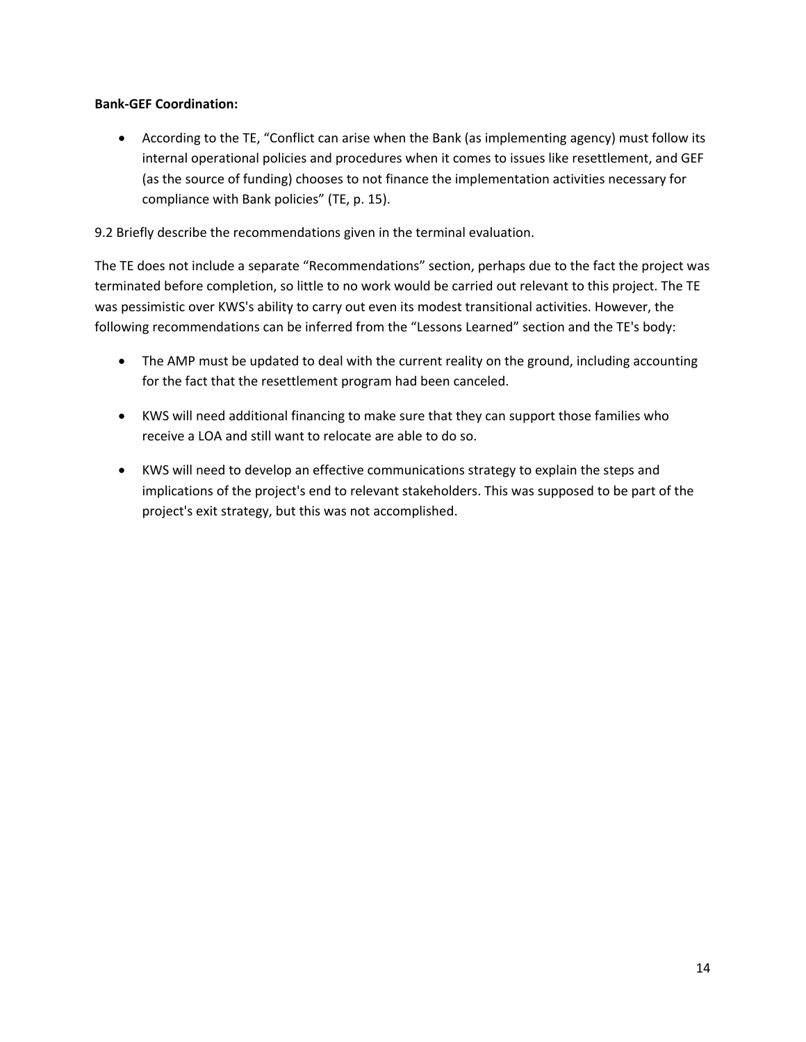**Bank-GEF Coordination:**

- According to the TE, "Conflict can arise when the Bank (as implementing agency) must follow its internal operational policies and procedures when it comes to issues like resettlement, and GEF (as the source of funding) chooses to not finance the implementation activities necessary for compliance with Bank policies" (TE, p. 15).

9.2 Briefly describe the recommendations given in the terminal evaluation.

The TE does not include a separate "Recommendations" section, perhaps due to the fact the project was terminated before completion, so little to no work would be carried out relevant to this project. The TE was pessimistic over KWS's ability to carry out even its modest transitional activities. However, the following recommendations can be inferred from the "Lessons Learned" section and the TE's body:

- The AMP must be updated to deal with the current reality on the ground, including accounting for the fact that the resettlement program had been canceled.
- KWS will need additional financing to make sure that they can support those families who receive a LOA and still want to relocate are able to do so.
- KWS will need to develop an effective communications strategy to explain the steps and implications of the project's end to relevant stakeholders. This was supposed to be part of the project's exit strategy, but this was not accomplished.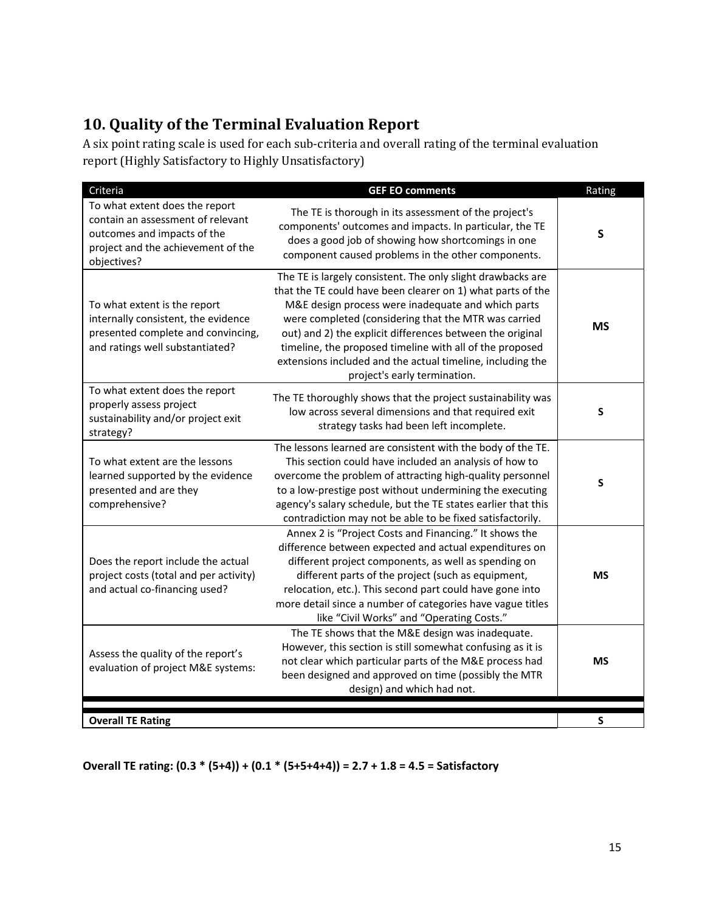## 10. Quality of the Terminal Evaluation Report

A six point rating scale is used for each sub-criteria and overall rating of the terminal evaluation report (Highly Satisfactory to Highly Unsatisfactory)

| Criteria | GEF EO comments | Rating |
|---|---|---|
| To what extent does the report contain an assessment of relevant outcomes and impacts of the project and the achievement of the objectives? | The TE is thorough in its assessment of the project's components' outcomes and impacts. In particular, the TE does a good job of showing how shortcomings in one component caused problems in the other components. | **S** |
| To what extent is the report internally consistent, the evidence presented complete and convincing, and ratings well substantiated? | The TE is largely consistent. The only slight drawbacks are that the TE could have been clearer on 1) what parts of the M&E design process were inadequate and which parts were completed (considering that the MTR was carried out) and 2) the explicit differences between the original timeline, the proposed timeline with all of the proposed extensions included and the actual timeline, including the project's early termination. | **MS** |
| To what extent does the report properly assess project sustainability and/or project exit strategy? | The TE thoroughly shows that the project sustainability was low across several dimensions and that required exit strategy tasks had been left incomplete. | **S** |
| To what extent are the lessons learned supported by the evidence presented and are they comprehensive? | The lessons learned are consistent with the body of the TE. This section could have included an analysis of how to overcome the problem of attracting high-quality personnel to a low-prestige post without undermining the executing agency's salary schedule, but the TE states earlier that this contradiction may not be able to be fixed satisfactorily. | **S** |
| Does the report include the actual project costs (total and per activity) and actual co-financing used? | Annex 2 is "Project Costs and Financing." It shows the difference between expected and actual expenditures on different project components, as well as spending on different parts of the project (such as equipment, relocation, etc.). This second part could have gone into more detail since a number of categories have vague titles like "Civil Works" and "Operating Costs." | **MS** |
| Assess the quality of the report's evaluation of project M&E systems: | The TE shows that the M&E design was inadequate. However, this section is still somewhat confusing as it is not clear which particular parts of the M&E process had been designed and approved on time (possibly the MTR design) and which had not. | **MS** |
| **Overall TE Rating** | | **S** |

**Overall TE rating: (0.3 * (5+4)) + (0.1 * (5+5+4+4)) = 2.7 + 1.8 = 4.5 = Satisfactory**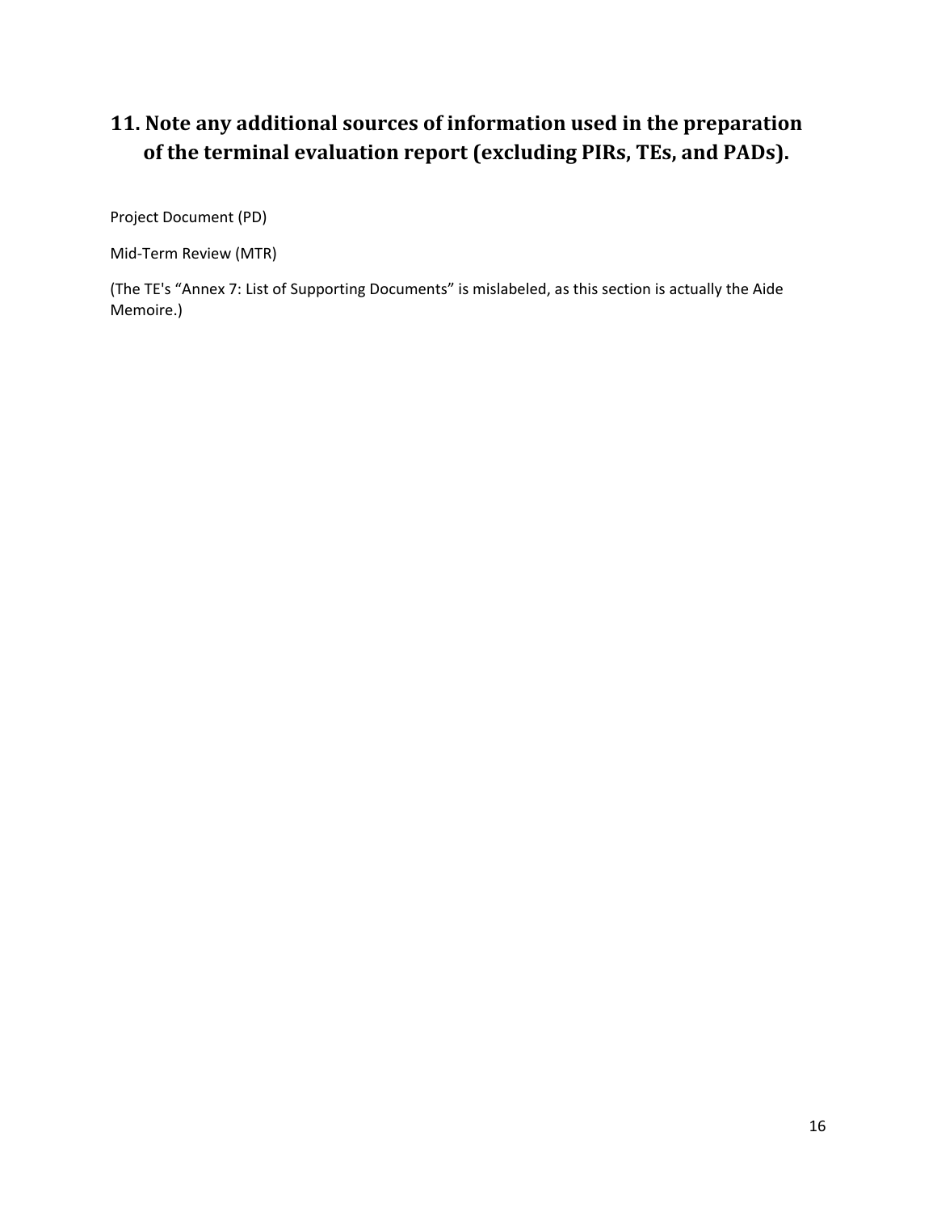## 11. Note any additional sources of information used in the preparation of the terminal evaluation report (excluding PIRs, TEs, and PADs).

Project Document (PD)

Mid-Term Review (MTR)

(The TE's “Annex 7: List of Supporting Documents” is mislabeled, as this section is actually the Aide Memoire.)